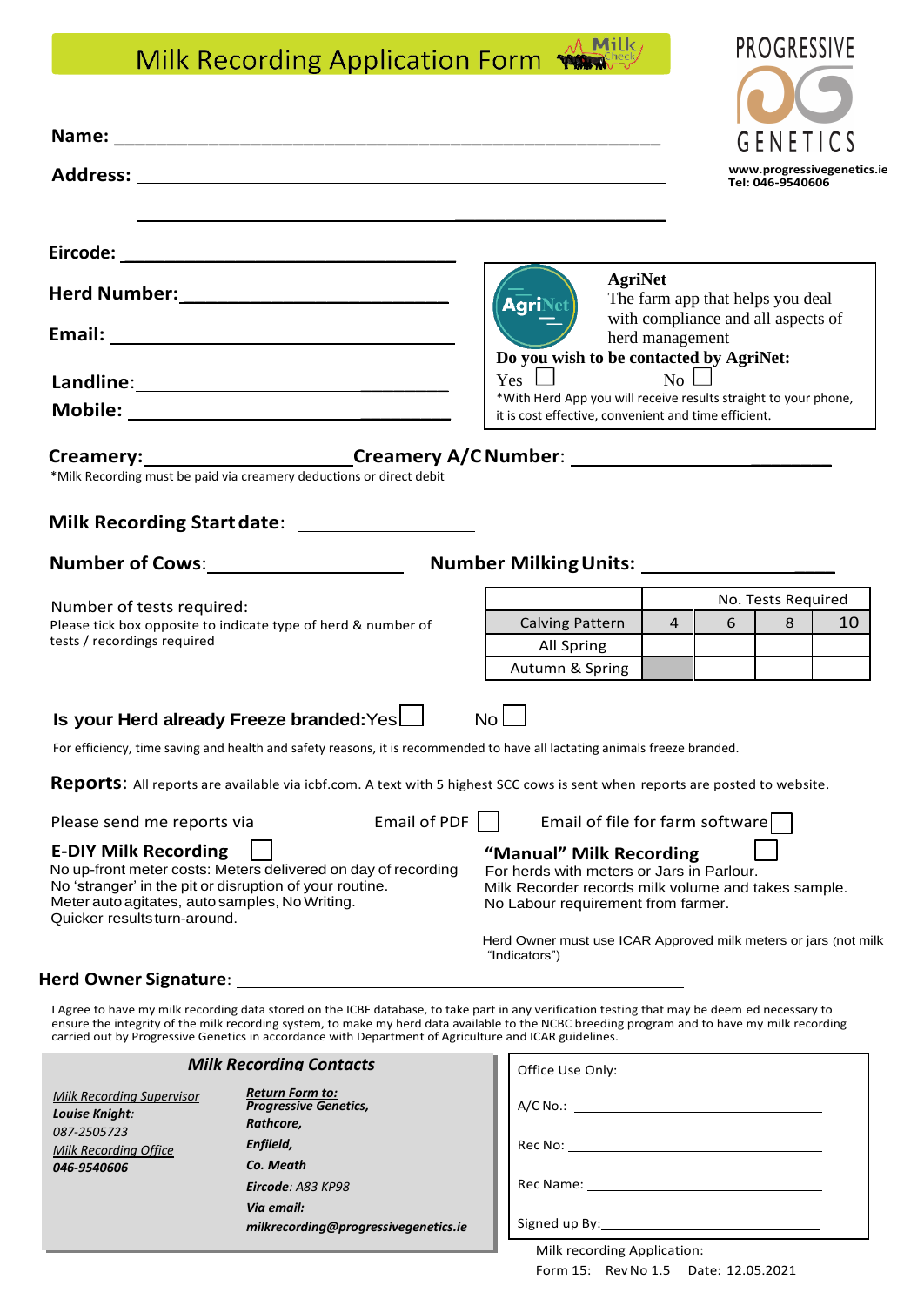# Milk Recording Application Form

PROGRESSIVE GENETICS
www.progressivegenetics.ie
Tel: 046-9540606

**Name:** ____________________

**Address:** ____________________

____________________

**Eircode:** ____________________

**Herd Number:** ____________________

**Email:** ____________________

**Landline:** ____________________

**Mobile:** ____________________

**AgriNet**
The farm app that helps you deal with compliance and all aspects of herd management

**Do you wish to be contacted by AgriNet:**
Yes ☐ No ☐

*With Herd App you will receive results straight to your phone, it is cost effective, convenient and time efficient.

**Creamery:** ____________________ **Creamery A/C Number:** ____________________

*Milk Recording must be paid via creamery deductions or direct debit

**Milk Recording Start date:** ____________________

**Number of Cows:** ____________________ **Number Milking Units:** ____________________

Number of tests required:
Please tick box opposite to indicate type of herd & number of tests / recordings required

| | No. Tests Required | | | |
|---|---|---|---|---|
| Calving Pattern | 4 | 6 | 8 | 10 |
| All Spring | | | | |
| Autumn & Spring | | | | |

**Is your Herd already Freeze branded:** Yes ☐ No ☐

For efficiency, time saving and health and safety reasons, it is recommended to have all lactating animals freeze branded.

**Reports:** All reports are available via icbf.com. A text with 5 highest SCC cows is sent when reports are posted to website.

Please send me reports via Email of PDF ☐ Email of file for farm software ☐

**E-DIY Milk Recording** ☐
No up-front meter costs: Meters delivered on day of recording
No 'stranger' in the pit or disruption of your routine.
Meter auto agitates, auto samples, No Writing.
Quicker results turn-around.

**"Manual" Milk Recording** ☐
For herds with meters or Jars in Parlour.
Milk Recorder records milk volume and takes sample.
No Labour requirement from farmer.

Herd Owner must use ICAR Approved milk meters or jars (not milk "Indicators")

**Herd Owner Signature:** ____________________

I Agree to have my milk recording data stored on the ICBF database, to take part in any verification testing that may be deem ed necessary to ensure the integrity of the milk recording system, to make my herd data available to the NCBC breeding program and to have my milk recording carried out by Progressive Genetics in accordance with Department of Agriculture and ICAR guidelines.

## *Milk Recording Contacts*

*Milk Recording Supervisor*
***Louise Knight:***
*087-2505723*
*Milk Recording Office*
***046-9540606***

***Return Form to:***
***Progressive Genetics,***
***Rathcore,***
***Enfileld,***
***Co. Meath***
***Eircode:*** *A83 KP98*
***Via email:***
***milkrecording@progressivegenetics.ie***

Office Use Only:

A/C No.: ____________________

Rec No: ____________________

Rec Name: ____________________

Signed up By: ____________________

Milk recording Application:
Form 15: Rev No 1.5 Date: 12.05.2021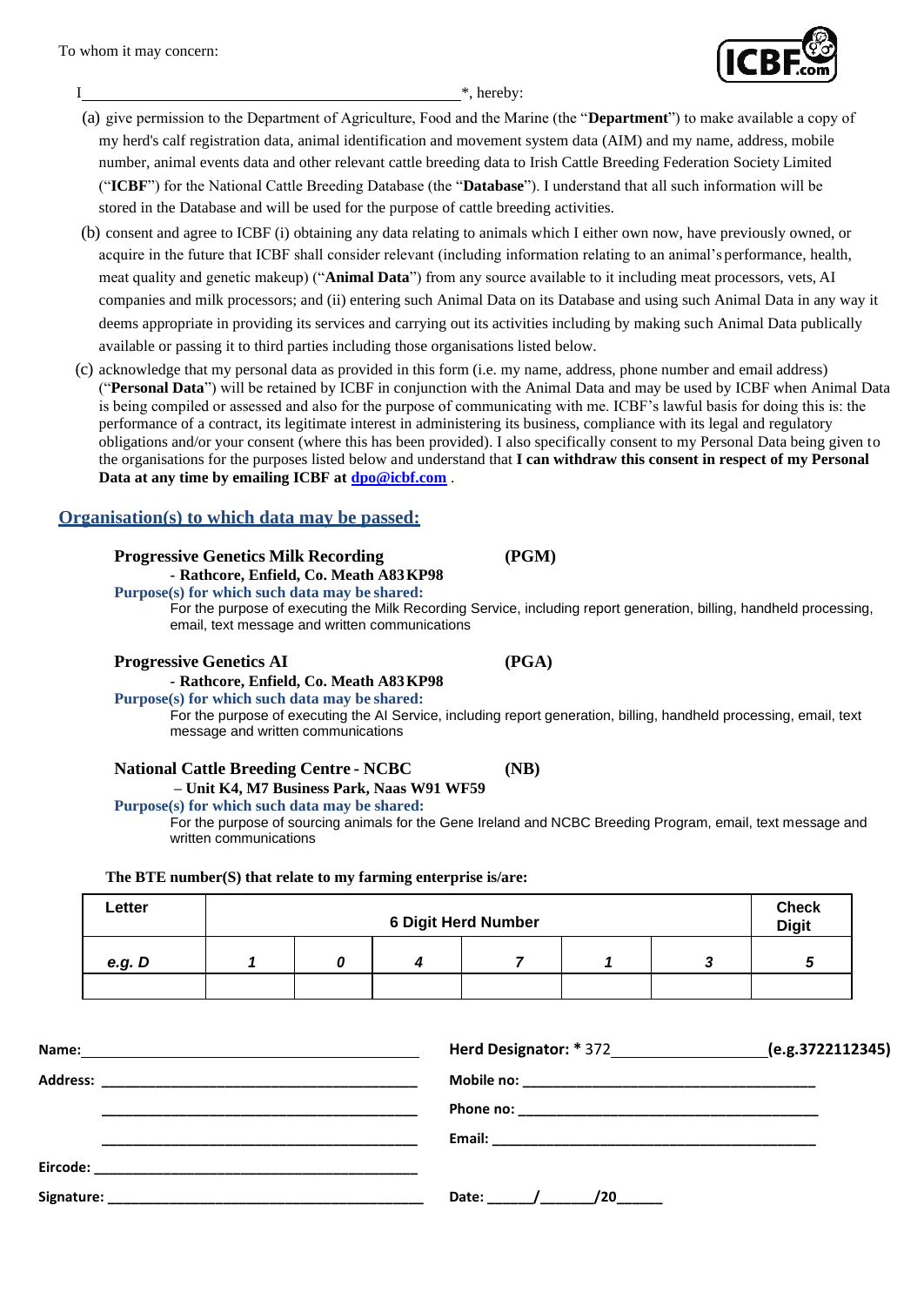To whom it may concern:

I_____________________________________________*, hereby:

(a) give permission to the Department of Agriculture, Food and the Marine (the "**Department**") to make available a copy of my herd's calf registration data, animal identification and movement system data (AIM) and my name, address, mobile number, animal events data and other relevant cattle breeding data to Irish Cattle Breeding Federation Society Limited ("**ICBF**") for the National Cattle Breeding Database (the "**Database**"). I understand that all such information will be stored in the Database and will be used for the purpose of cattle breeding activities.

(b) consent and agree to ICBF (i) obtaining any data relating to animals which I either own now, have previously owned, or acquire in the future that ICBF shall consider relevant (including information relating to an animal's performance, health, meat quality and genetic makeup) ("**Animal Data**") from any source available to it including meat processors, vets, AI companies and milk processors; and (ii) entering such Animal Data on its Database and using such Animal Data in any way it deems appropriate in providing its services and carrying out its activities including by making such Animal Data publically available or passing it to third parties including those organisations listed below.

(c) acknowledge that my personal data as provided in this form (i.e. my name, address, phone number and email address) ("**Personal Data**") will be retained by ICBF in conjunction with the Animal Data and may be used by ICBF when Animal Data is being compiled or assessed and also for the purpose of communicating with me. ICBF's lawful basis for doing this is: the performance of a contract, its legitimate interest in administering its business, compliance with its legal and regulatory obligations and/or your consent (where this has been provided). I also specifically consent to my Personal Data being given to the organisations for the purposes listed below and understand that **I can withdraw this consent in respect of my Personal Data at any time by emailing ICBF at dpo@icbf.com** .

## Organisation(s) to which data may be passed:

**Progressive Genetics Milk Recording** **(PGM)**
**- Rathcore, Enfield, Co. Meath A83 KP98**
**Purpose(s) for which such data may be shared:**
For the purpose of executing the Milk Recording Service, including report generation, billing, handheld processing, email, text message and written communications

**Progressive Genetics AI** **(PGA)**
**- Rathcore, Enfield, Co. Meath A83 KP98**
**Purpose(s) for which such data may be shared:**
For the purpose of executing the AI Service, including report generation, billing, handheld processing, email, text message and written communications

**National Cattle Breeding Centre - NCBC** **(NB)**
**– Unit K4, M7 Business Park, Naas W91 WF59**
**Purpose(s) for which such data may be shared:**
For the purpose of sourcing animals for the Gene Ireland and NCBC Breeding Program, email, text message and written communications

**The BTE number(S) that relate to my farming enterprise is/are:**

| Letter | 6 Digit Herd Number | | | | | | Check Digit |
|---|---|---|---|---|---|---|---|
| *e.g. D* | *1* | *0* | *4* | *7* | *1* | *3* | *5* |
| | | | | | | | |

Name:_____________________________________ Herd Designator: * 372_________________ (e.g.3722112345)

Address: __________________________________ Mobile no: ________________________________

__________________________________ Phone no: ________________________________

__________________________________ Email: ___________________________________

Eircode: __________________________________

Signature: ________________________________ Date: ______/______/20______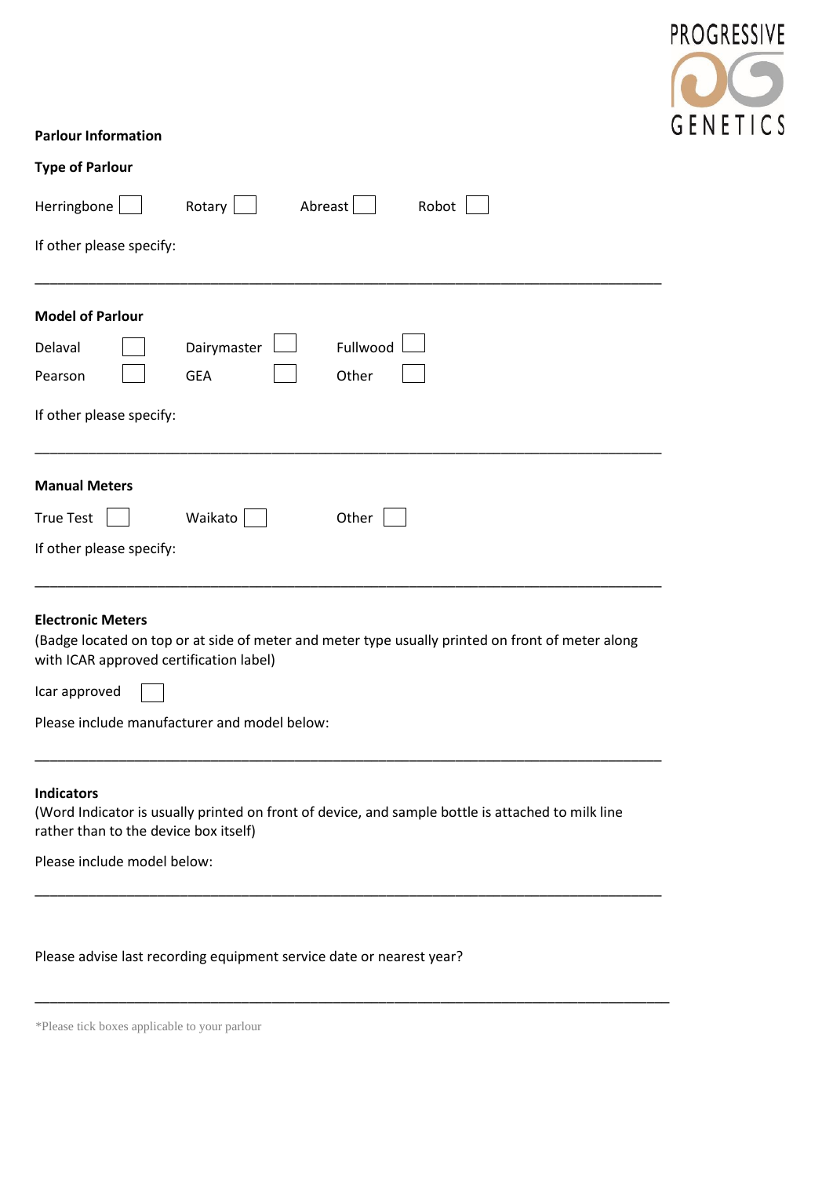PROGRESSIVE GENETICS

**Parlour Information**

**Type of Parlour**

Herringbone ☐ Rotary ☐ Abreast ☐ Robot ☐

If other please specify:

_______________________________________________________________________________

**Model of Parlour**

| | | | | | |
|---|---|---|---|---|---|
| Delaval | ☐ | Dairymaster | ☐ | Fullwood | ☐ |
| Pearson | ☐ | GEA | ☐ | Other | ☐ |

If other please specify:

_______________________________________________________________________________

**Manual Meters**

True Test ☐ Waikato ☐ Other ☐

If other please specify:

_______________________________________________________________________________

**Electronic Meters**

(Badge located on top or at side of meter and meter type usually printed on front of meter along with ICAR approved certification label)

Icar approved ☐

Please include manufacturer and model below:

_______________________________________________________________________________

**Indicators**

(Word Indicator is usually printed on front of device, and sample bottle is attached to milk line rather than to the device box itself)

Please include model below:

_______________________________________________________________________________

Please advise last recording equipment service date or nearest year?

_______________________________________________________________________________

*Please tick boxes applicable to your parlour